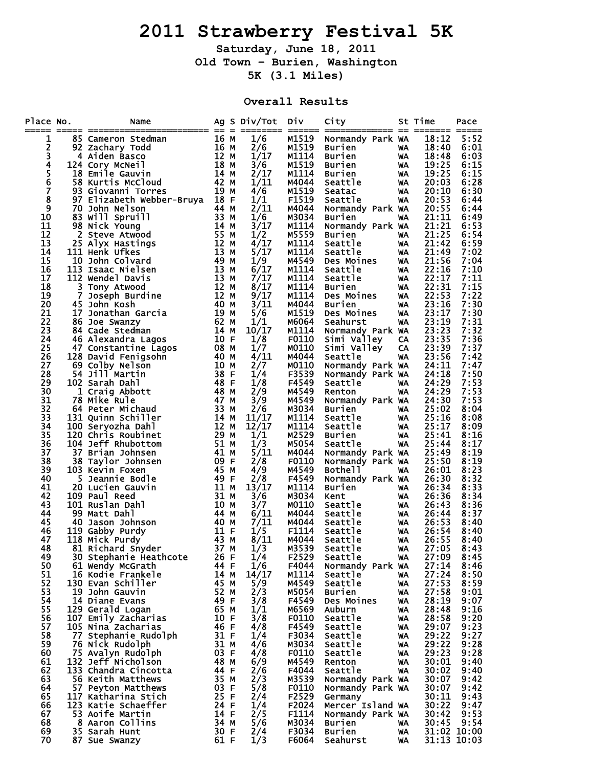# 2011 Strawberry Festival 5K

**Saturday, June 18, 2011**

**Old Town - Burien, Washington**

**5K (3.1 Miles)**

## Overall Results

| Place | No. | Name | Ag | S | Div/Tot | Div | City | St | Time | Pace |
|---|---|---|---|---|---|---|---|---|---|---|
| 1 | 85 | Cameron Stedman | 16 | M | 1/6 | M1519 | Normandy Park | WA | 18:12 | 5:52 |
| 2 | 92 | Zachary Todd | 16 | M | 2/6 | M1519 | Burien | WA | 18:40 | 6:01 |
| 3 | 4 | Aiden Basco | 12 | M | 1/17 | M1114 | Burien | WA | 18:48 | 6:03 |
| 4 | 124 | Cory McNeil | 18 | M | 3/6 | M1519 | Burien | WA | 19:25 | 6:15 |
| 5 | 18 | Emile Gauvin | 14 | M | 2/17 | M1114 | Burien | WA | 19:25 | 6:15 |
| 6 | 58 | Kurtis McCloud | 42 | M | 1/11 | M4044 | Seattle | WA | 20:03 | 6:28 |
| 7 | 93 | Giovanni Torres | 19 | M | 4/6 | M1519 | Seatac | WA | 20:10 | 6:30 |
| 8 | 97 | Elizabeth Webber-Bruya | 18 | F | 1/1 | F1519 | Seattle | WA | 20:53 | 6:44 |
| 9 | 70 | John Nelson | 44 | M | 2/11 | M4044 | Normandy Park | WA | 20:55 | 6:44 |
| 10 | 83 | Will Spruill | 33 | M | 1/6 | M3034 | Burien | WA | 21:11 | 6:49 |
| 11 | 98 | Nick Young | 14 | M | 3/17 | M1114 | Normandy Park | WA | 21:21 | 6:53 |
| 12 | 2 | Steve Atwood | 55 | M | 1/2 | M5559 | Burien | WA | 21:25 | 6:54 |
| 13 | 25 | Alyx Hastings | 12 | M | 4/17 | M1114 | Seattle | WA | 21:42 | 6:59 |
| 14 | 111 | Henk Ufkes | 13 | M | 5/17 | M1114 | Seattle | WA | 21:49 | 7:02 |
| 15 | 10 | John Colvard | 49 | M | 1/9 | M4549 | Des Moines | WA | 21:56 | 7:04 |
| 16 | 113 | Isaac Nielsen | 13 | M | 6/17 | M1114 | Seattle | WA | 22:16 | 7:10 |
| 17 | 112 | Wendel Davis | 13 | M | 7/17 | M1114 | Seattle | WA | 22:17 | 7:11 |
| 18 | 3 | Tony Atwood | 12 | M | 8/17 | M1114 | Burien | WA | 22:31 | 7:15 |
| 19 | 7 | Joseph Burdine | 12 | M | 9/17 | M1114 | Des Moines | WA | 22:53 | 7:22 |
| 20 | 45 | John Kosh | 40 | M | 3/11 | M4044 | Burien | WA | 23:16 | 7:30 |
| 21 | 17 | Jonathan Garcia | 19 | M | 5/6 | M1519 | Des Moines | WA | 23:17 | 7:30 |
| 22 | 86 | Joe Swanzy | 62 | M | 1/1 | M6064 | Seahurst | WA | 23:19 | 7:31 |
| 23 | 84 | Cade Stedman | 14 | M | 10/17 | M1114 | Normandy Park | WA | 23:23 | 7:32 |
| 24 | 46 | Alexandra Lagos | 10 | F | 1/8 | F0110 | Simi Valley | CA | 23:35 | 7:36 |
| 25 | 47 | Constantine Lagos | 08 | M | 1/7 | M0110 | Simi Valley | CA | 23:39 | 7:37 |
| 26 | 128 | David Fenigsohn | 40 | M | 4/11 | M4044 | Seattle | WA | 23:56 | 7:42 |
| 27 | 69 | Colby Nelson | 10 | M | 2/7 | M0110 | Normandy Park | WA | 24:11 | 7:47 |
| 28 | 54 | Jill Martin | 38 | F | 1/4 | F3539 | Normandy Park | WA | 24:18 | 7:50 |
| 29 | 102 | Sarah Dahl | 48 | F | 1/8 | F4549 | Seattle | WA | 24:29 | 7:53 |
| 30 | 1 | Craig Abbott | 48 | M | 2/9 | M4549 | Renton | WA | 24:29 | 7:53 |
| 31 | 78 | Mike Rule | 47 | M | 3/9 | M4549 | Normandy Park | WA | 24:30 | 7:53 |
| 32 | 64 | Peter Michaud | 33 | M | 2/6 | M3034 | Burien | WA | 25:02 | 8:04 |
| 33 | 131 | Quinn Schiller | 14 | M | 11/17 | M1114 | Seattle | WA | 25:16 | 8:08 |
| 34 | 100 | Seryozha Dahl | 12 | M | 12/17 | M1114 | Seattle | WA | 25:17 | 8:09 |
| 35 | 120 | Chris Roubinet | 29 | M | 1/1 | M2529 | Burien | WA | 25:41 | 8:16 |
| 36 | 104 | Jeff Rhubottom | 51 | M | 1/3 | M5054 | Seattle | WA | 25:44 | 8:17 |
| 37 | 37 | Brian Johnsen | 41 | M | 5/11 | M4044 | Normandy Park | WA | 25:49 | 8:19 |
| 38 | 38 | Taylor Johnsen | 09 | F | 2/8 | F0110 | Normandy Park | WA | 25:50 | 8:19 |
| 39 | 103 | Kevin Foxen | 45 | M | 4/9 | M4549 | Bothell | WA | 26:01 | 8:23 |
| 40 | 5 | Jeannie Bodle | 49 | F | 2/8 | F4549 | Normandy Park | WA | 26:30 | 8:32 |
| 41 | 20 | Lucien Gauvin | 11 | M | 13/17 | M1114 | Burien | WA | 26:34 | 8:33 |
| 42 | 109 | Paul Reed | 31 | M | 3/6 | M3034 | Kent | WA | 26:36 | 8:34 |
| 43 | 101 | Ruslan Dahl | 10 | M | 3/7 | M0110 | Seattle | WA | 26:43 | 8:36 |
| 44 | 99 | Matt Dahl | 44 | M | 6/11 | M4044 | Seattle | WA | 26:44 | 8:37 |
| 45 | 40 | Jason Johnson | 40 | M | 7/11 | M4044 | Seattle | WA | 26:53 | 8:40 |
| 46 | 119 | Gabby Purdy | 11 | F | 1/5 | F1114 | Seattle | WA | 26:54 | 8:40 |
| 47 | 118 | Mick Purdy | 43 | M | 8/11 | M4044 | Seattle | WA | 26:55 | 8:40 |
| 48 | 81 | Richard Snyder | 37 | M | 1/3 | M3539 | Seattle | WA | 27:05 | 8:43 |
| 49 | 30 | Stephanie Heathcote | 26 | F | 1/4 | F2529 | Seattle | WA | 27:09 | 8:45 |
| 50 | 61 | Wendy McGrath | 44 | F | 1/6 | F4044 | Normandy Park | WA | 27:14 | 8:46 |
| 51 | 16 | Kodie Frankele | 14 | M | 14/17 | M1114 | Seattle | WA | 27:24 | 8:50 |
| 52 | 130 | Evan Schiller | 45 | M | 5/9 | M4549 | Seattle | WA | 27:53 | 8:59 |
| 53 | 19 | John Gauvin | 52 | M | 2/3 | M5054 | Burien | WA | 27:58 | 9:01 |
| 54 | 14 | Diane Evans | 49 | F | 3/8 | F4549 | Des Moines | WA | 28:19 | 9:07 |
| 55 | 129 | Gerald Logan | 65 | M | 1/1 | M6569 | Auburn | WA | 28:48 | 9:16 |
| 56 | 107 | Emily Zacharias | 10 | F | 3/8 | F0110 | Seattle | WA | 28:58 | 9:20 |
| 57 | 105 | Nina Zacharias | 46 | F | 4/8 | F4549 | Seattle | WA | 29:07 | 9:23 |
| 58 | 77 | Stephanie Rudolph | 31 | F | 1/4 | F3034 | Seattle | WA | 29:22 | 9:27 |
| 59 | 76 | Nick Rudolph | 31 | M | 4/6 | M3034 | Seattle | WA | 29:22 | 9:28 |
| 60 | 75 | Avalyn Rudolph | 03 | F | 4/8 | F0110 | Seattle | WA | 29:23 | 9:28 |
| 61 | 132 | Jeff Nicholson | 48 | M | 6/9 | M4549 | Renton | WA | 30:01 | 9:40 |
| 62 | 133 | Chandra Cincotta | 44 | F | 2/6 | F4044 | Seattle | WA | 30:02 | 9:40 |
| 63 | 56 | Keith Matthews | 35 | M | 2/3 | M3539 | Normandy Park | WA | 30:07 | 9:42 |
| 64 | 57 | Peyton Matthews | 03 | F | 5/8 | F0110 | Normandy Park | WA | 30:07 | 9:42 |
| 65 | 117 | Katharina Stich | 25 | F | 2/4 | F2529 | Germany | | 30:11 | 9:43 |
| 66 | 123 | Katie Schaeffer | 24 | F | 1/4 | F2024 | Mercer Island | WA | 30:22 | 9:47 |
| 67 | 53 | Aoife Martin | 14 | F | 2/5 | F1114 | Normandy Park | WA | 30:42 | 9:53 |
| 68 | 8 | Aaron Collins | 34 | M | 5/6 | M3034 | Burien | WA | 30:45 | 9:54 |
| 69 | 35 | Sarah Hunt | 30 | F | 2/4 | F3034 | Burien | WA | 31:02 | 10:00 |
| 70 | 87 | Sue Swanzy | 61 | F | 1/3 | F6064 | Seahurst | WA | 31:13 | 10:03 |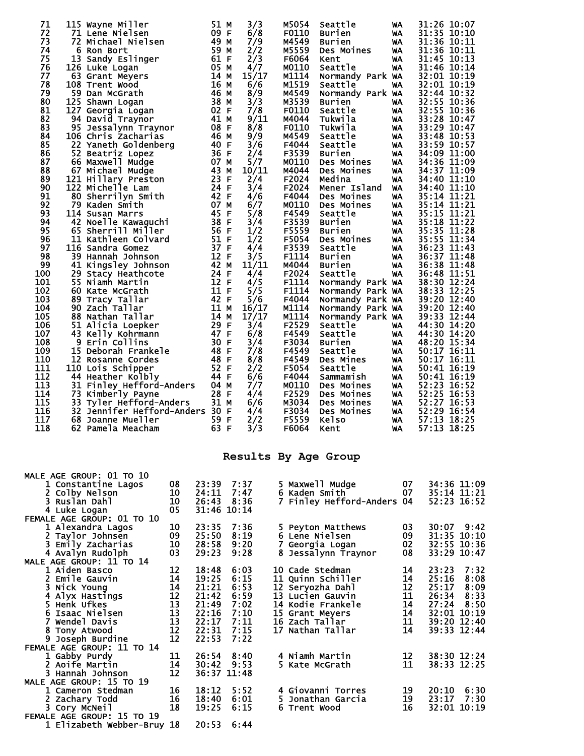| Place | Bib | Name | Age | Sex | Div Place | Division | City | State | Time | Pace |
|---|---|---|---|---|---|---|---|---|---|---|
| 71 | 115 | Wayne Miller | 51 | M | 3/3 | M5054 | Seattle | WA | 31:26 | 10:07 |
| 72 | 71 | Lene Nielsen | 09 | F | 6/8 | F0110 | Burien | WA | 31:35 | 10:10 |
| 73 | 72 | Michael Nielsen | 49 | M | 7/9 | M4549 | Burien | WA | 31:36 | 10:11 |
| 74 | 6 | Ron Bort | 59 | M | 2/2 | M5559 | Des Moines | WA | 31:36 | 10:11 |
| 75 | 13 | Sandy Eslinger | 61 | F | 2/3 | F6064 | Kent | WA | 31:45 | 10:13 |
| 76 | 126 | Luke Logan | 05 | M | 4/7 | M0110 | Seattle | WA | 31:46 | 10:14 |
| 77 | 63 | Grant Meyers | 14 | M | 15/17 | M1114 | Normandy Park | WA | 32:01 | 10:19 |
| 78 | 108 | Trent Wood | 16 | M | 6/6 | M1519 | Seattle | WA | 32:01 | 10:19 |
| 79 | 59 | Dan McGrath | 46 | M | 8/9 | M4549 | Normandy Park | WA | 32:44 | 10:32 |
| 80 | 125 | Shawn Logan | 38 | M | 3/3 | M3539 | Burien | WA | 32:55 | 10:36 |
| 81 | 127 | Georgia Logan | 02 | F | 7/8 | F0110 | Seattle | WA | 32:55 | 10:36 |
| 82 | 94 | David Traynor | 41 | M | 9/11 | M4044 | Tukwila | WA | 33:28 | 10:47 |
| 83 | 95 | Jessalynn Traynor | 08 | F | 8/8 | F0110 | Tukwila | WA | 33:29 | 10:47 |
| 84 | 106 | Chris Zacharias | 46 | M | 9/9 | M4549 | Seattle | WA | 33:48 | 10:53 |
| 85 | 22 | Yaneth Goldenberg | 40 | F | 3/6 | F4044 | Seattle | WA | 33:59 | 10:57 |
| 86 | 52 | Beatriz Lopez | 36 | F | 2/4 | F3539 | Burien | WA | 34:09 | 11:00 |
| 87 | 66 | Maxwell Mudge | 07 | M | 5/7 | M0110 | Des Moines | WA | 34:36 | 11:09 |
| 88 | 67 | Michael Mudge | 43 | M | 10/11 | M4044 | Des Moines | WA | 34:37 | 11:09 |
| 89 | 121 | Hillary Preston | 23 | F | 2/4 | F2024 | Medina | WA | 34:40 | 11:10 |
| 90 | 122 | Michelle Lam | 24 | F | 3/4 | F2024 | Mener Island | WA | 34:40 | 11:10 |
| 91 | 80 | Sherrilyn Smith | 42 | F | 4/6 | F4044 | Des Moines | WA | 35:14 | 11:21 |
| 92 | 79 | Kaden Smith | 07 | M | 6/7 | M0110 | Des Moines | WA | 35:14 | 11:21 |
| 93 | 114 | Susan Marrs | 45 | F | 5/8 | F4549 | Seattle | WA | 35:15 | 11:21 |
| 94 | 42 | Noelle Kawaguchi | 38 | F | 3/4 | F3539 | Burien | WA | 35:18 | 11:22 |
| 95 | 65 | Sherrill Miller | 56 | F | 1/2 | F5559 | Burien | WA | 35:35 | 11:28 |
| 96 | 11 | Kathleen Colvard | 51 | F | 1/2 | F5054 | Des Moines | WA | 35:55 | 11:34 |
| 97 | 116 | Sandra Gomez | 37 | F | 4/4 | F3539 | Seattle | WA | 36:23 | 11:43 |
| 98 | 39 | Hannah Johnson | 12 | F | 3/5 | F1114 | Burien | WA | 36:37 | 11:48 |
| 99 | 41 | Kingsley Johnson | 42 | M | 11/11 | M4044 | Burien | WA | 36:38 | 11:48 |
| 100 | 29 | Stacy Heathcote | 24 | F | 4/4 | F2024 | Seattle | WA | 36:48 | 11:51 |
| 101 | 55 | Niamh Martin | 12 | F | 4/5 | F1114 | Normandy Park | WA | 38:30 | 12:24 |
| 102 | 60 | Kate McGrath | 11 | F | 5/5 | F1114 | Normandy Park | WA | 38:33 | 12:25 |
| 103 | 89 | Tracy Tallar | 42 | F | 5/6 | F4044 | Normandy Park | WA | 39:20 | 12:40 |
| 104 | 90 | Zach Tallar | 11 | M | 16/17 | M1114 | Normandy Park | WA | 39:20 | 12:40 |
| 105 | 88 | Nathan Tallar | 14 | M | 17/17 | M1114 | Normandy Park | WA | 39:33 | 12:44 |
| 106 | 51 | Alicia Loepker | 29 | F | 3/4 | F2529 | Seattle | WA | 44:30 | 14:20 |
| 107 | 43 | Kelly Kohrmann | 47 | F | 6/8 | F4549 | Seattle | WA | 44:30 | 14:20 |
| 108 | 9 | Erin Collins | 30 | F | 3/4 | F3034 | Burien | WA | 48:20 | 15:34 |
| 109 | 15 | Deborah Frankele | 48 | F | 7/8 | F4549 | Seattle | WA | 50:17 | 16:11 |
| 110 | 12 | Rosanne Cordes | 48 | F | 8/8 | F4549 | Des Mines | WA | 50:17 | 16:11 |
| 111 | 110 | Lois Schipper | 52 | F | 2/2 | F5054 | Seattle | WA | 50:41 | 16:19 |
| 112 | 44 | Heather Kolbly | 44 | F | 6/6 | F4044 | Sammamish | WA | 50:41 | 16:19 |
| 113 | 31 | Finley Hefford-Anders | 04 | M | 7/7 | M0110 | Des Moines | WA | 52:23 | 16:52 |
| 114 | 73 | Kimberly Payne | 28 | F | 4/4 | F2529 | Des Moines | WA | 52:25 | 16:53 |
| 115 | 33 | Tyler Hefford-Anders | 31 | M | 6/6 | M3034 | Des Moines | WA | 52:27 | 16:53 |
| 116 | 32 | Jennifer Hefford-Anders | 30 | F | 4/4 | F3034 | Des Moines | WA | 52:29 | 16:54 |
| 117 | 68 | Joanne Mueller | 59 | F | 2/2 | F5559 | Kelso | WA | 57:13 | 18:25 |
| 118 | 62 | Pamela Meacham | 63 | F | 3/3 | F6064 | Kent | WA | 57:13 | 18:25 |

## Results By Age Group

**MALE AGE GROUP: 01 TO 10**

| Place | Name | Age | Time | Pace |
|---|---|---|---|---|
| 1 | Constantine Lagos | 08 | 23:39 | 7:37 |
| 2 | Colby Nelson | 10 | 24:11 | 7:47 |
| 3 | Ruslan Dahl | 10 | 26:43 | 8:36 |
| 4 | Luke Logan | 05 | 31:46 | 10:14 |
| 5 | Maxwell Mudge | 07 | 34:36 | 11:09 |
| 6 | Kaden Smith | 07 | 35:14 | 11:21 |
| 7 | Finley Hefford-Anders | 04 | 52:23 | 16:52 |

**FEMALE AGE GROUP: 01 TO 10**

| Place | Name | Age | Time | Pace |
|---|---|---|---|---|
| 1 | Alexandra Lagos | 10 | 23:35 | 7:36 |
| 2 | Taylor Johnsen | 09 | 25:50 | 8:19 |
| 3 | Emily Zacharias | 10 | 28:58 | 9:20 |
| 4 | Avalyn Rudolph | 03 | 29:23 | 9:28 |
| 5 | Peyton Matthews | 03 | 30:07 | 9:42 |
| 6 | Lene Nielsen | 09 | 31:35 | 10:10 |
| 7 | Georgia Logan | 02 | 32:55 | 10:36 |
| 8 | Jessalynn Traynor | 08 | 33:29 | 10:47 |

**MALE AGE GROUP: 11 TO 14**

| Place | Name | Age | Time | Pace |
|---|---|---|---|---|
| 1 | Aiden Basco | 12 | 18:48 | 6:03 |
| 2 | Emile Gauvin | 14 | 19:25 | 6:15 |
| 3 | Nick Young | 14 | 21:21 | 6:53 |
| 4 | Alyx Hastings | 12 | 21:42 | 6:59 |
| 5 | Henk Ufkes | 13 | 21:49 | 7:02 |
| 6 | Isaac Nielsen | 13 | 22:16 | 7:10 |
| 7 | Wendel Davis | 13 | 22:17 | 7:11 |
| 8 | Tony Atwood | 12 | 22:31 | 7:15 |
| 9 | Joseph Burdine | 12 | 22:53 | 7:22 |
| 10 | Cade Stedman | 14 | 23:23 | 7:32 |
| 11 | Quinn Schiller | 14 | 25:16 | 8:08 |
| 12 | Seryozha Dahl | 12 | 25:17 | 8:09 |
| 13 | Lucien Gauvin | 11 | 26:34 | 8:33 |
| 14 | Kodie Frankele | 14 | 27:24 | 8:50 |
| 15 | Grant Meyers | 14 | 32:01 | 10:19 |
| 16 | Zach Tallar | 11 | 39:20 | 12:40 |
| 17 | Nathan Tallar | 14 | 39:33 | 12:44 |

**FEMALE AGE GROUP: 11 TO 14**

| Place | Name | Age | Time | Pace |
|---|---|---|---|---|
| 1 | Gabby Purdy | 11 | 26:54 | 8:40 |
| 2 | Aoife Martin | 14 | 30:42 | 9:53 |
| 3 | Hannah Johnson | 12 | 36:37 | 11:48 |
| 4 | Niamh Martin | 12 | 38:30 | 12:24 |
| 5 | Kate McGrath | 11 | 38:33 | 12:25 |

**MALE AGE GROUP: 15 TO 19**

| Place | Name | Age | Time | Pace |
|---|---|---|---|---|
| 1 | Cameron Stedman | 16 | 18:12 | 5:52 |
| 2 | Zachary Todd | 16 | 18:40 | 6:01 |
| 3 | Cory McNeil | 18 | 19:25 | 6:15 |
| 4 | Giovanni Torres | 19 | 20:10 | 6:30 |
| 5 | Jonathan Garcia | 19 | 23:17 | 7:30 |
| 6 | Trent Wood | 16 | 32:01 | 10:19 |

**FEMALE AGE GROUP: 15 TO 19**

| Place | Name | Age | Time | Pace |
|---|---|---|---|---|
| 1 | Elizabeth Webber-Bruy | 18 | 20:53 | 6:44 |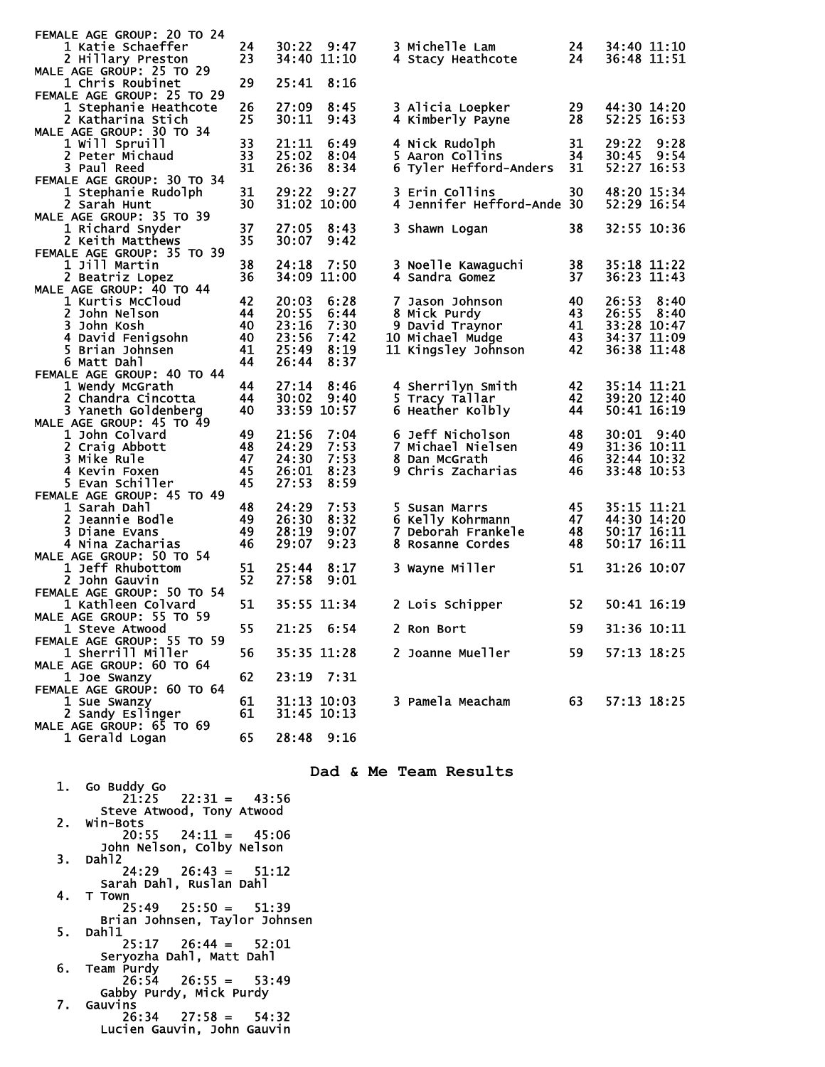FEMALE AGE GROUP: 20 TO 24

| Place | Name | Age | Time | Pace |
|---|---|---|---|---|
| 1 | Katie Schaeffer | 24 | 30:22 | 9:47 |
| 2 | Hillary Preston | 23 | 34:40 | 11:10 |
| 3 | Michelle Lam | 24 | 34:40 | 11:10 |
| 4 | Stacy Heathcote | 24 | 36:48 | 11:51 |

MALE AGE GROUP: 25 TO 29

| Place | Name | Age | Time | Pace |
|---|---|---|---|---|
| 1 | Chris Roubinet | 29 | 25:41 | 8:16 |

FEMALE AGE GROUP: 25 TO 29

| Place | Name | Age | Time | Pace |
|---|---|---|---|---|
| 1 | Stephanie Heathcote | 26 | 27:09 | 8:45 |
| 2 | Katharina Stich | 25 | 30:11 | 9:43 |
| 3 | Alicia Loepker | 29 | 44:30 | 14:20 |
| 4 | Kimberly Payne | 28 | 52:25 | 16:53 |

MALE AGE GROUP: 30 TO 34

| Place | Name | Age | Time | Pace |
|---|---|---|---|---|
| 1 | Will Spruill | 33 | 21:11 | 6:49 |
| 2 | Peter Michaud | 33 | 25:02 | 8:04 |
| 3 | Paul Reed | 31 | 26:36 | 8:34 |
| 4 | Nick Rudolph | 31 | 29:22 | 9:28 |
| 5 | Aaron Collins | 34 | 30:45 | 9:54 |
| 6 | Tyler Hefford-Anders | 31 | 52:27 | 16:53 |

FEMALE AGE GROUP: 30 TO 34

| Place | Name | Age | Time | Pace |
|---|---|---|---|---|
| 1 | Stephanie Rudolph | 31 | 29:22 | 9:27 |
| 2 | Sarah Hunt | 30 | 31:02 | 10:00 |
| 3 | Erin Collins | 30 | 48:20 | 15:34 |
| 4 | Jennifer Hefford-Ande | 30 | 52:29 | 16:54 |

MALE AGE GROUP: 35 TO 39

| Place | Name | Age | Time | Pace |
|---|---|---|---|---|
| 1 | Richard Snyder | 37 | 27:05 | 8:43 |
| 2 | Keith Matthews | 35 | 30:07 | 9:42 |
| 3 | Shawn Logan | 38 | 32:55 | 10:36 |

FEMALE AGE GROUP: 35 TO 39

| Place | Name | Age | Time | Pace |
|---|---|---|---|---|
| 1 | Jill Martin | 38 | 24:18 | 7:50 |
| 2 | Beatriz Lopez | 36 | 34:09 | 11:00 |
| 3 | Noelle Kawaguchi | 38 | 35:18 | 11:22 |
| 4 | Sandra Gomez | 37 | 36:23 | 11:43 |

MALE AGE GROUP: 40 TO 44

| Place | Name | Age | Time | Pace |
|---|---|---|---|---|
| 1 | Kurtis McCloud | 42 | 20:03 | 6:28 |
| 2 | John Nelson | 44 | 20:55 | 6:44 |
| 3 | John Kosh | 40 | 23:16 | 7:30 |
| 4 | David Fenigsohn | 40 | 23:56 | 7:42 |
| 5 | Brian Johnsen | 41 | 25:49 | 8:19 |
| 6 | Matt Dahl | 44 | 26:44 | 8:37 |
| 7 | Jason Johnson | 40 | 26:53 | 8:40 |
| 8 | Mick Purdy | 43 | 26:55 | 8:40 |
| 9 | David Traynor | 41 | 33:28 | 10:47 |
| 10 | Michael Mudge | 43 | 34:37 | 11:09 |
| 11 | Kingsley Johnson | 42 | 36:38 | 11:48 |

FEMALE AGE GROUP: 40 TO 44

| Place | Name | Age | Time | Pace |
|---|---|---|---|---|
| 1 | Wendy McGrath | 44 | 27:14 | 8:46 |
| 2 | Chandra Cincotta | 44 | 30:02 | 9:40 |
| 3 | Yaneth Goldenberg | 40 | 33:59 | 10:57 |
| 4 | Sherrilyn Smith | 42 | 35:14 | 11:21 |
| 5 | Tracy Tallar | 42 | 39:20 | 12:40 |
| 6 | Heather Kolbly | 44 | 50:41 | 16:19 |

MALE AGE GROUP: 45 TO 49

| Place | Name | Age | Time | Pace |
|---|---|---|---|---|
| 1 | John Colvard | 49 | 21:56 | 7:04 |
| 2 | Craig Abbott | 48 | 24:29 | 7:53 |
| 3 | Mike Rule | 47 | 24:30 | 7:53 |
| 4 | Kevin Foxen | 45 | 26:01 | 8:23 |
| 5 | Evan Schiller | 45 | 27:53 | 8:59 |
| 6 | Jeff Nicholson | 48 | 30:01 | 9:40 |
| 7 | Michael Nielsen | 49 | 31:36 | 10:11 |
| 8 | Dan McGrath | 46 | 32:44 | 10:32 |
| 9 | Chris Zacharias | 46 | 33:48 | 10:53 |

FEMALE AGE GROUP: 45 TO 49

| Place | Name | Age | Time | Pace |
|---|---|---|---|---|
| 1 | Sarah Dahl | 48 | 24:29 | 7:53 |
| 2 | Jeannie Bodle | 49 | 26:30 | 8:32 |
| 3 | Diane Evans | 49 | 28:19 | 9:07 |
| 4 | Nina Zacharias | 46 | 29:07 | 9:23 |
| 5 | Susan Marrs | 45 | 35:15 | 11:21 |
| 6 | Kelly Kohrmann | 47 | 44:30 | 14:20 |
| 7 | Deborah Frankele | 48 | 50:17 | 16:11 |
| 8 | Rosanne Cordes | 48 | 50:17 | 16:11 |

MALE AGE GROUP: 50 TO 54

| Place | Name | Age | Time | Pace |
|---|---|---|---|---|
| 1 | Jeff Rhubottom | 51 | 25:44 | 8:17 |
| 2 | John Gauvin | 52 | 27:58 | 9:01 |
| 3 | Wayne Miller | 51 | 31:26 | 10:07 |

FEMALE AGE GROUP: 50 TO 54

| Place | Name | Age | Time | Pace |
|---|---|---|---|---|
| 1 | Kathleen Colvard | 51 | 35:55 | 11:34 |
| 2 | Lois Schipper | 52 | 50:41 | 16:19 |

MALE AGE GROUP: 55 TO 59

| Place | Name | Age | Time | Pace |
|---|---|---|---|---|
| 1 | Steve Atwood | 55 | 21:25 | 6:54 |
| 2 | Ron Bort | 59 | 31:36 | 10:11 |

FEMALE AGE GROUP: 55 TO 59

| Place | Name | Age | Time | Pace |
|---|---|---|---|---|
| 1 | Sherrill Miller | 56 | 35:35 | 11:28 |
| 2 | Joanne Mueller | 59 | 57:13 | 18:25 |

MALE AGE GROUP: 60 TO 64

| Place | Name | Age | Time | Pace |
|---|---|---|---|---|
| 1 | Joe Swanzy | 62 | 23:19 | 7:31 |

FEMALE AGE GROUP: 60 TO 64

| Place | Name | Age | Time | Pace |
|---|---|---|---|---|
| 1 | Sue Swanzy | 61 | 31:13 | 10:03 |
| 2 | Sandy Eslinger | 61 | 31:45 | 10:13 |
| 3 | Pamela Meacham | 63 | 57:13 | 18:25 |

MALE AGE GROUP: 65 TO 69

| Place | Name | Age | Time | Pace |
|---|---|---|---|---|
| 1 | Gerald Logan | 65 | 28:48 | 9:16 |

## Dad & Me Team Results

1. Go Buddy Go
   21:25 22:31 = 43:56
   Steve Atwood, Tony Atwood
2. Win-Bots
   20:55 24:11 = 45:06
   John Nelson, Colby Nelson
3. Dahl2
   24:29 26:43 = 51:12
   Sarah Dahl, Ruslan Dahl
4. T Town
   25:49 25:50 = 51:39
   Brian Johnsen, Taylor Johnsen
5. Dahl1
   25:17 26:44 = 52:01
   Seryozha Dahl, Matt Dahl
6. Team Purdy
   26:54 26:55 = 53:49
   Gabby Purdy, Mick Purdy
7. Gauvins
   26:34 27:58 = 54:32
   Lucien Gauvin, John Gauvin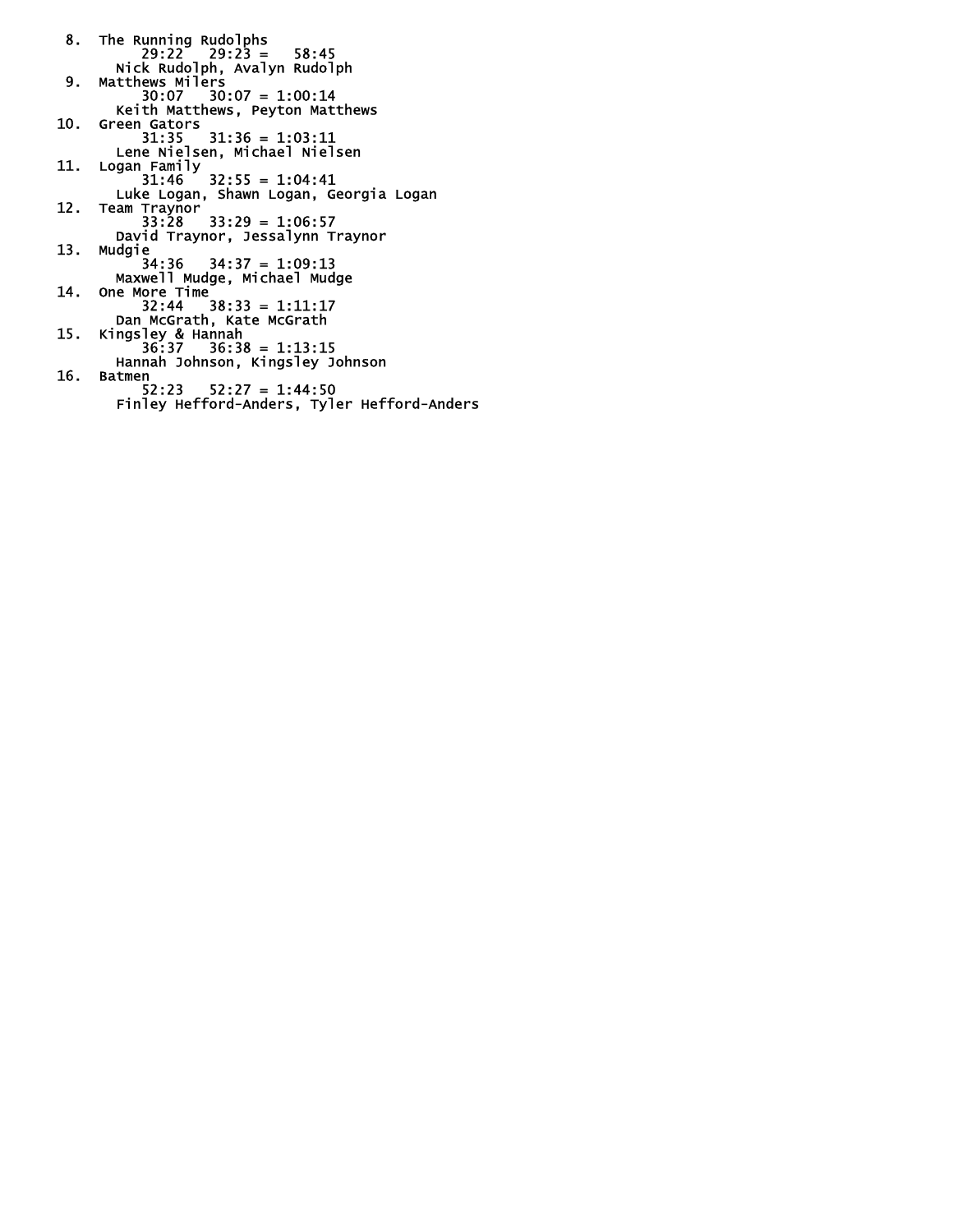```
 8.  The Running Rudolphs
          29:22   29:23 =   58:45
       Nick Rudolph, Avalyn Rudolph
 9.  Matthews Milers
          30:07   30:07 = 1:00:14
       Keith Matthews, Peyton Matthews
10.  Green Gators
          31:35   31:36 = 1:03:11
       Lene Nielsen, Michael Nielsen
11.  Logan Family
          31:46   32:55 = 1:04:41
       Luke Logan, Shawn Logan, Georgia Logan
12.  Team Traynor
          33:28   33:29 = 1:06:57
       David Traynor, Jessalynn Traynor
13.  Mudgie
          34:36   34:37 = 1:09:13
       Maxwell Mudge, Michael Mudge
14.  One More Time
          32:44   38:33 = 1:11:17
       Dan McGrath, Kate McGrath
15.  Kingsley & Hannah
          36:37   36:38 = 1:13:15
       Hannah Johnson, Kingsley Johnson
16.  Batmen
          52:23   52:27 = 1:44:50
       Finley Hefford-Anders, Tyler Hefford-Anders
```